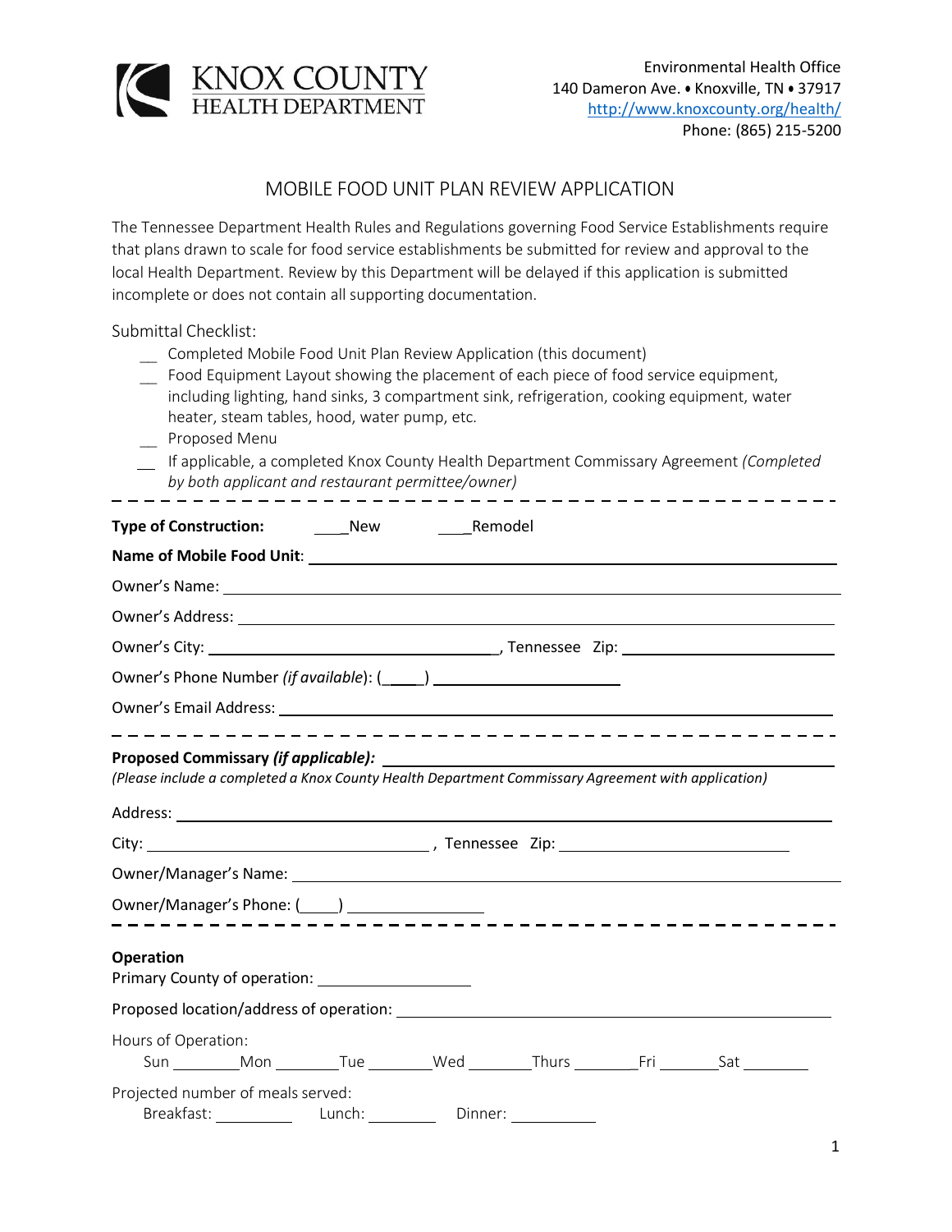KNOX COUNTY
HEALTH DEPARTMENT

Environmental Health Office
140 Dameron Ave. • Knoxville, TN • 37917
http://www.knoxcounty.org/health/
Phone: (865) 215-5200

# MOBILE FOOD UNIT PLAN REVIEW APPLICATION

The Tennessee Department Health Rules and Regulations governing Food Service Establishments require that plans drawn to scale for food service establishments be submitted for review and approval to the local Health Department. Review by this Department will be delayed if this application is submitted incomplete or does not contain all supporting documentation.

Submittal Checklist:

- __ Completed Mobile Food Unit Plan Review Application (this document)
- __ Food Equipment Layout showing the placement of each piece of food service equipment, including lighting, hand sinks, 3 compartment sink, refrigeration, cooking equipment, water heater, steam tables, hood, water pump, etc.
- __ Proposed Menu
- __ If applicable, a completed Knox County Health Department Commissary Agreement *(Completed by both applicant and restaurant permittee/owner)*

---

**Type of Construction:** ____New ____Remodel

**Name of Mobile Food Unit**: ______________________________

Owner's Name: ______________________________

Owner's Address: ______________________________

Owner's City: ______________________________, Tennessee Zip: ______________

Owner's Phone Number *(if available)*: (____) ______________

Owner's Email Address: ______________________________

---

**Proposed Commissary *(if applicable)*:** ______________________________

*(Please include a completed a Knox County Health Department Commissary Agreement with application)*

Address: ______________________________

City: ______________________________ , Tennessee Zip: ______________

Owner/Manager's Name: ______________________________

Owner/Manager's Phone: (____) ______________

---

**Operation**

Primary County of operation: ______________

Proposed location/address of operation: ______________________________

Hours of Operation:

Sun ________Mon ________Tue ________Wed ________Thurs ________Fri ________Sat ________

Projected number of meals served:

Breakfast: ________ Lunch: ________ Dinner: ________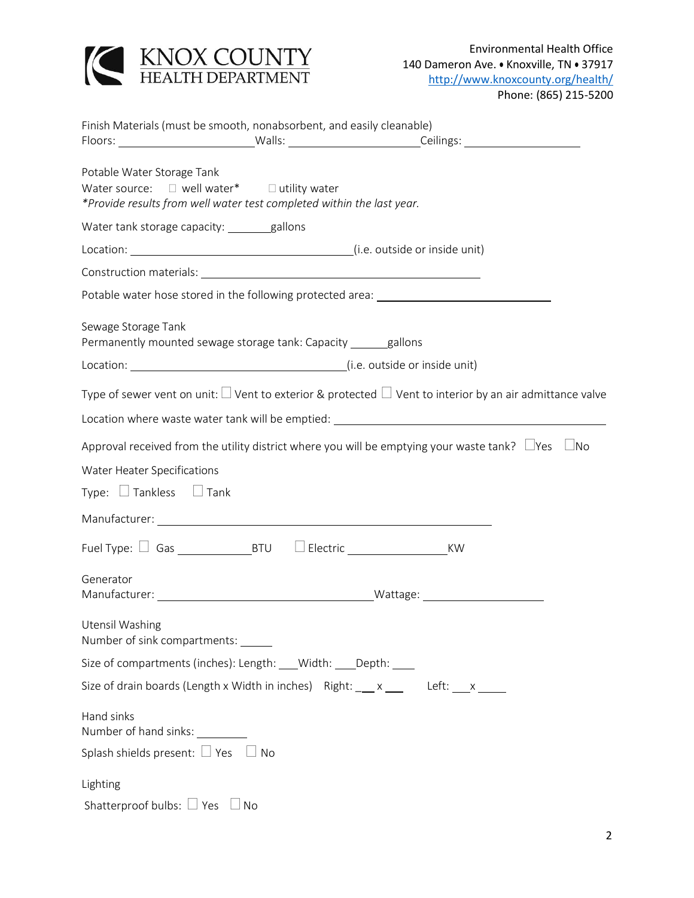KNOX COUNTY HEALTH DEPARTMENT

Environmental Health Office
140 Dameron Ave. • Knoxville, TN • 37917
http://www.knoxcounty.org/health/
Phone: (865) 215-5200

Finish Materials (must be smooth, nonabsorbent, and easily cleanable)
Floors: ____________________ Walls: ____________________ Ceilings: ____________________

Potable Water Storage Tank
Water source: ☐ well water* ☐ utility water
*\*Provide results from well water test completed within the last year.*

Water tank storage capacity: _______gallons

Location: ________________________________(i.e. outside or inside unit)

Construction materials: ________________________________________

Potable water hose stored in the following protected area: __________________________

Sewage Storage Tank
Permanently mounted sewage storage tank: Capacity ______gallons

Location: ________________________________(i.e. outside or inside unit)

Type of sewer vent on unit: ☐ Vent to exterior & protected ☐ Vent to interior by an air admittance valve

Location where waste water tank will be emptied: ________________________________________

Approval received from the utility district where you will be emptying your waste tank? ☐Yes ☐No

Water Heater Specifications

Type: ☐ Tankless ☐ Tank

Manufacturer: ________________________________________________

Fuel Type: ☐ Gas ____________BTU ☐ Electric ________________KW

Generator
Manufacturer: ________________________________Wattage: __________________

Utensil Washing
Number of sink compartments: _____

Size of compartments (inches): Length: ___Width: ___Depth: ___

Size of drain boards (Length x Width in inches) Right: ___ x ___ Left: ___x _____

Hand sinks
Number of hand sinks: ________

Splash shields present: ☐ Yes ☐ No

Lighting

Shatterproof bulbs: ☐ Yes ☐ No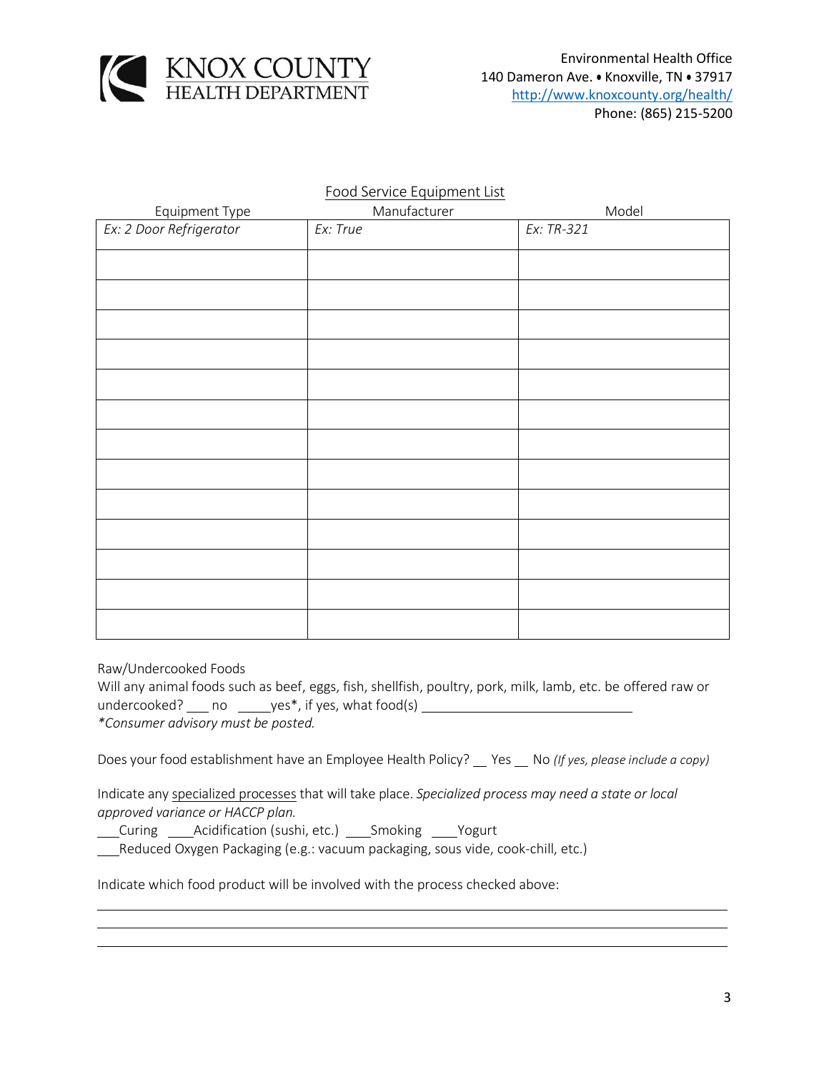KNOX COUNTY HEALTH DEPARTMENT

Environmental Health Office
140 Dameron Ave. • Knoxville, TN • 37917
http://www.knoxcounty.org/health/
Phone: (865) 215-5200

## Food Service Equipment List

| Equipment Type | Manufacturer | Model |
|---|---|---|
| *Ex: 2 Door Refrigerator* | *Ex: True* | *Ex: TR-321* |
| | | |
| | | |
| | | |
| | | |
| | | |
| | | |
| | | |
| | | |
| | | |
| | | |
| | | |
| | | |
| | | |

Raw/Undercooked Foods
Will any animal foods such as beef, eggs, fish, shellfish, poultry, pork, milk, lamb, etc. be offered raw or undercooked? ___ no _____yes*, if yes, what food(s) ______________________________
*\*Consumer advisory must be posted.*

Does your food establishment have an Employee Health Policy? __ Yes __ No *(If yes, please include a copy)*

Indicate any specialized processes that will take place. *Specialized process may need a state or local approved variance or HACCP plan.*
___Curing ____Acidification (sushi, etc.) ____Smoking ____Yogurt
___Reduced Oxygen Packaging (e.g.: vacuum packaging, sous vide, cook-chill, etc.)

Indicate which food product will be involved with the process checked above:

______________________________________________________________________________
______________________________________________________________________________
______________________________________________________________________________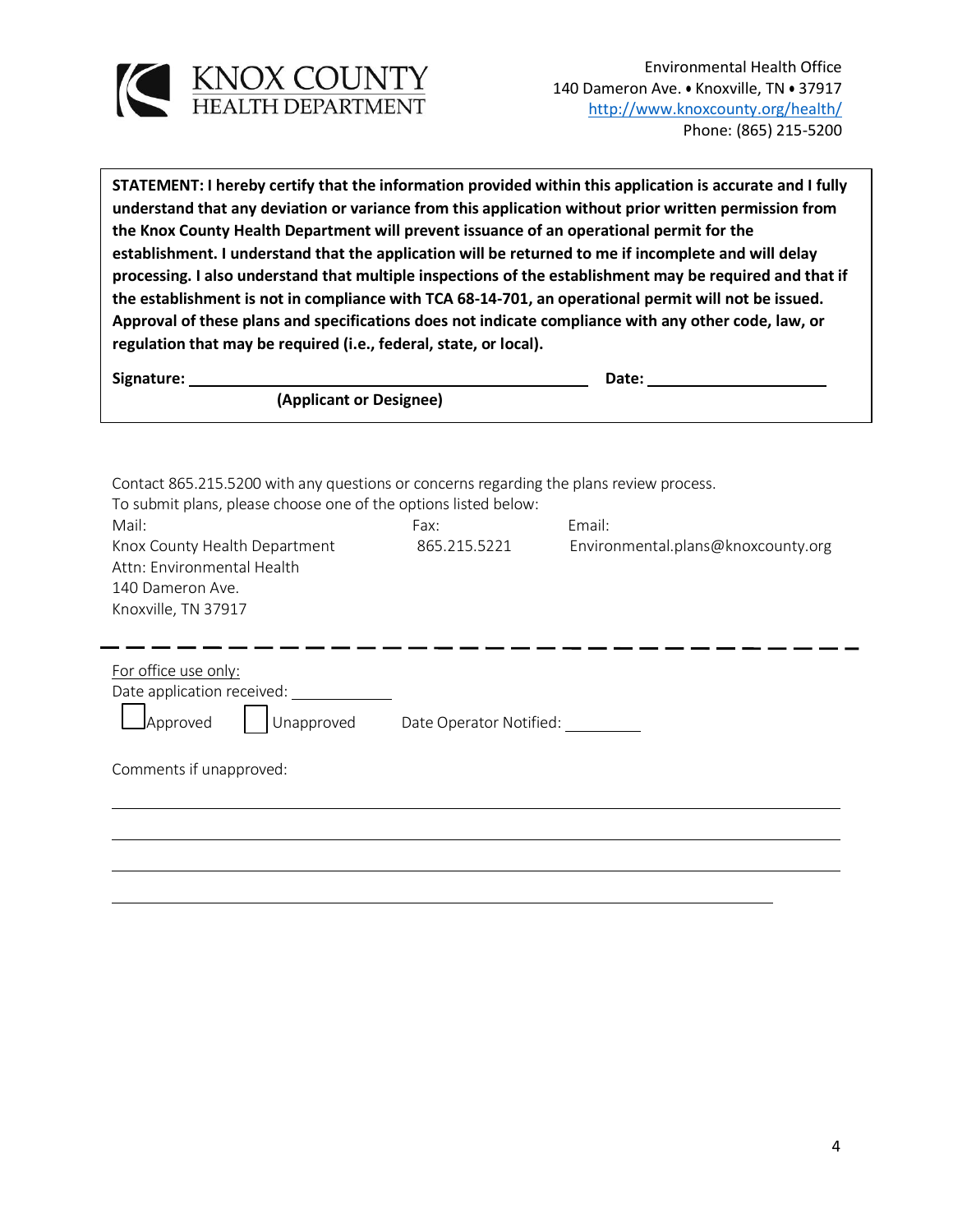KNOX COUNTY HEALTH DEPARTMENT

Environmental Health Office
140 Dameron Ave. • Knoxville, TN • 37917
http://www.knoxcounty.org/health/
Phone: (865) 215-5200

**STATEMENT: I hereby certify that the information provided within this application is accurate and I fully understand that any deviation or variance from this application without prior written permission from the Knox County Health Department will prevent issuance of an operational permit for the establishment. I understand that the application will be returned to me if incomplete and will delay processing. I also understand that multiple inspections of the establishment may be required and that if the establishment is not in compliance with TCA 68-14-701, an operational permit will not be issued. Approval of these plans and specifications does not indicate compliance with any other code, law, or regulation that may be required (i.e., federal, state, or local).**

**Signature:** ______________________________ **Date:** ______________

**(Applicant or Designee)**

Contact 865.215.5200 with any questions or concerns regarding the plans review process.
To submit plans, please choose one of the options listed below:

| Mail: | Fax: | Email: |
|---|---|---|
| Knox County Health Department<br>Attn: Environmental Health<br>140 Dameron Ave.<br>Knoxville, TN 37917 | 865.215.5221 | Environmental.plans@knoxcounty.org |

---

For office use only:

Date application received: ____________

☐ Approved ☐ Unapproved Date Operator Notified: __________

Comments if unapproved:

______________________________________________________________

______________________________________________________________

______________________________________________________________

______________________________________________________________